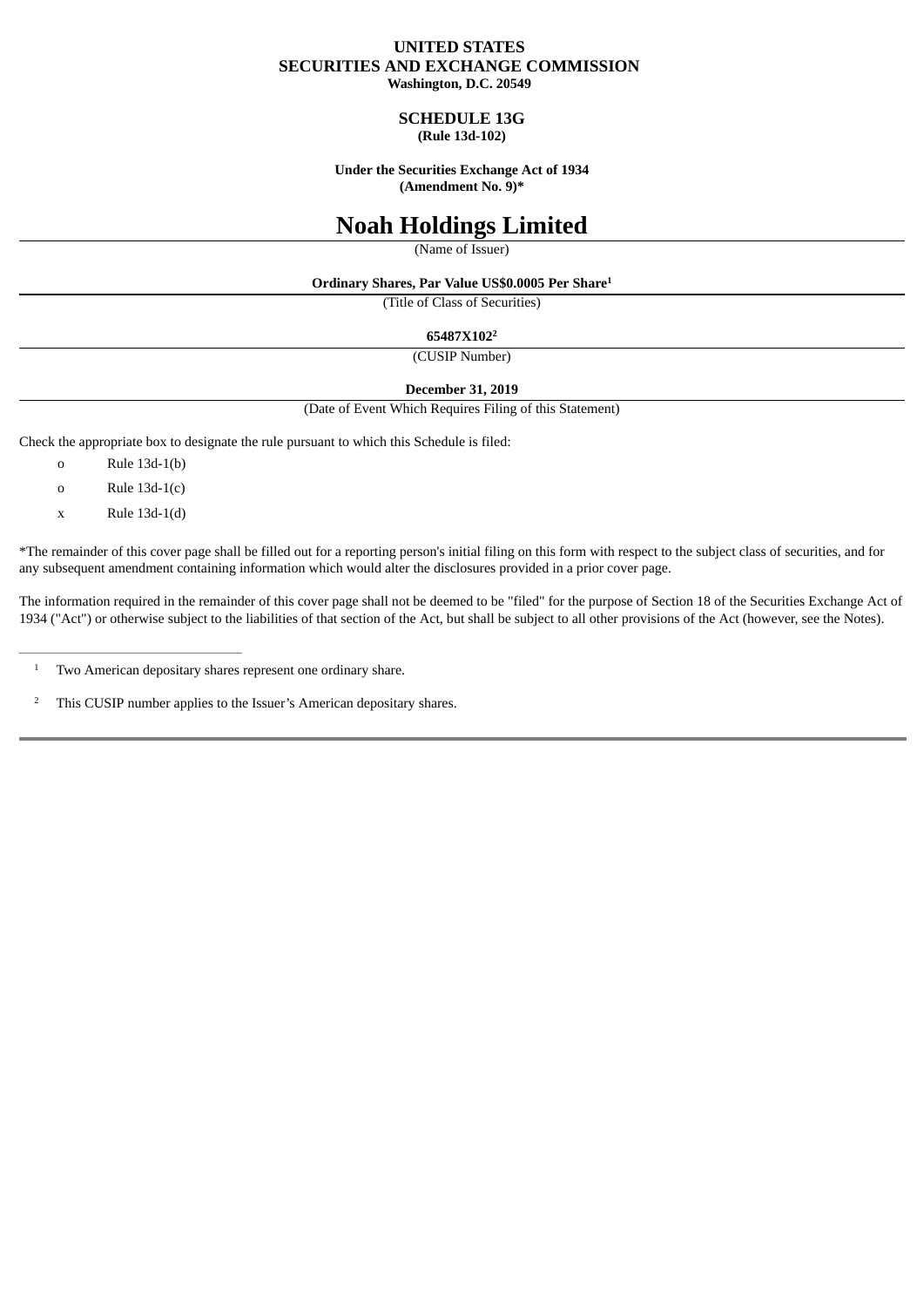**UNITED STATES**
**SECURITIES AND EXCHANGE COMMISSION**
**Washington, D.C. 20549**

**SCHEDULE 13G**
**(Rule 13d-102)**

**Under the Securities Exchange Act of 1934**
**(Amendment No. 9)***

# Noah Holdings Limited

(Name of Issuer)

**Ordinary Shares, Par Value US$0.0005 Per Share[1]**

(Title of Class of Securities)

**65487X102[2]**

(CUSIP Number)

**December 31, 2019**

(Date of Event Which Requires Filing of this Statement)

Check the appropriate box to designate the rule pursuant to which this Schedule is filed:

o Rule 13d-1(b)

o Rule 13d-1(c)

x Rule 13d-1(d)

*The remainder of this cover page shall be filled out for a reporting person's initial filing on this form with respect to the subject class of securities, and for any subsequent amendment containing information which would alter the disclosures provided in a prior cover page.

The information required in the remainder of this cover page shall not be deemed to be "filed" for the purpose of Section 18 of the Securities Exchange Act of 1934 ("Act") or otherwise subject to the liabilities of that section of the Act, but shall be subject to all other provisions of the Act (however, see the Notes).

---

[1] Two American depositary shares represent one ordinary share.

[2] This CUSIP number applies to the Issuer's American depositary shares.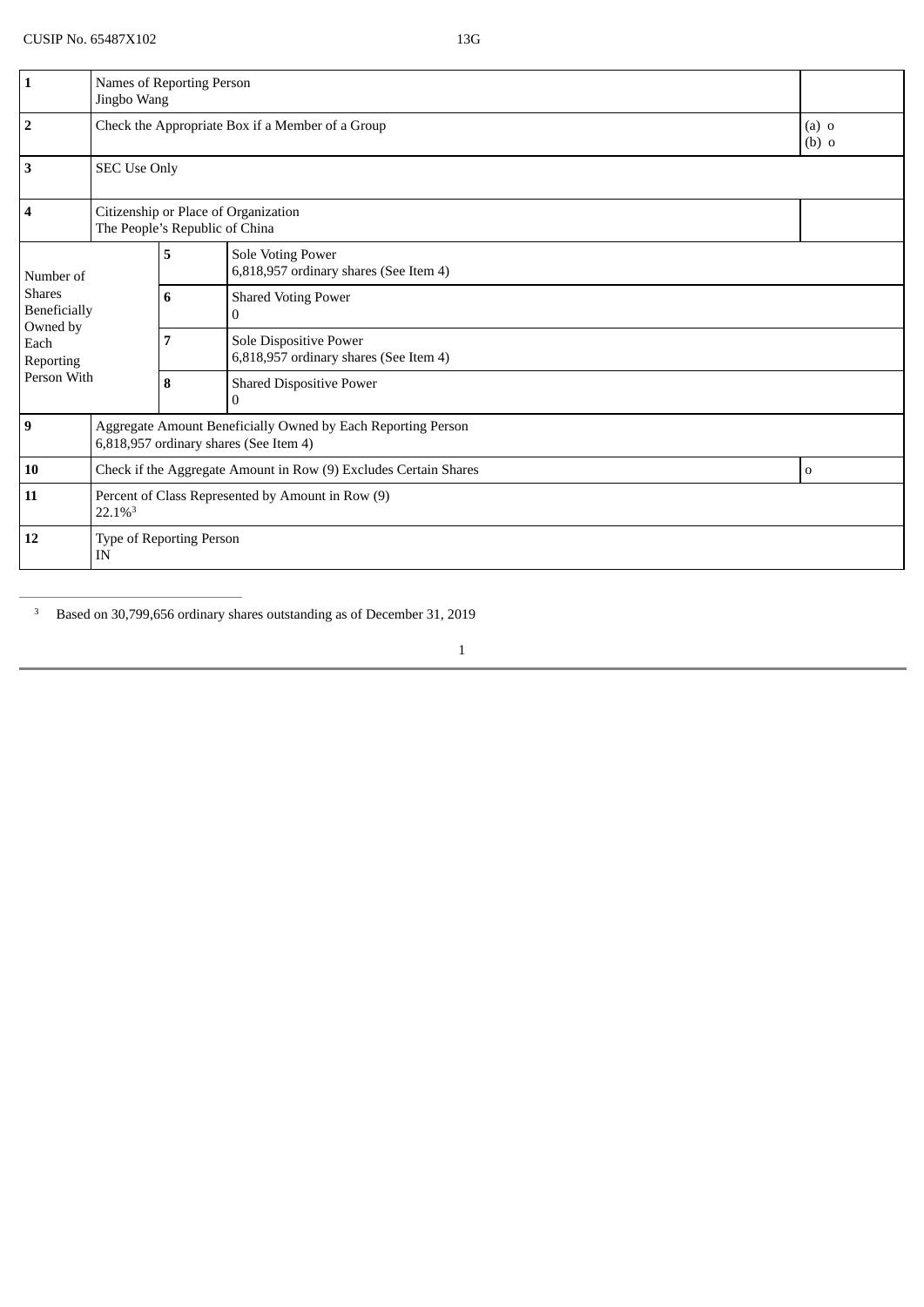CUSIP No. 65487X102 13G

| | | | |
|---|---|---|---|
| 1 | Names of Reporting Person<br>Jingbo Wang | | |
| 2 | Check the Appropriate Box if a Member of a Group | | (a) o<br>(b) o |
| 3 | SEC Use Only | | |
| 4 | Citizenship or Place of Organization<br>The People's Republic of China | | |
| Number of Shares Beneficially Owned by Each Reporting Person With | 5 | Sole Voting Power<br>6,818,957 ordinary shares (See Item 4) | |
| | 6 | Shared Voting Power<br>0 | |
| | 7 | Sole Dispositive Power<br>6,818,957 ordinary shares (See Item 4) | |
| | 8 | Shared Dispositive Power<br>0 | |
| 9 | Aggregate Amount Beneficially Owned by Each Reporting Person<br>6,818,957 ordinary shares (See Item 4) | | |
| 10 | Check if the Aggregate Amount in Row (9) Excludes Certain Shares | | o |
| 11 | Percent of Class Represented by Amount in Row (9)<br>22.1%[3] | | |
| 12 | Type of Reporting Person<br>IN | | |

[3] Based on 30,799,656 ordinary shares outstanding as of December 31, 2019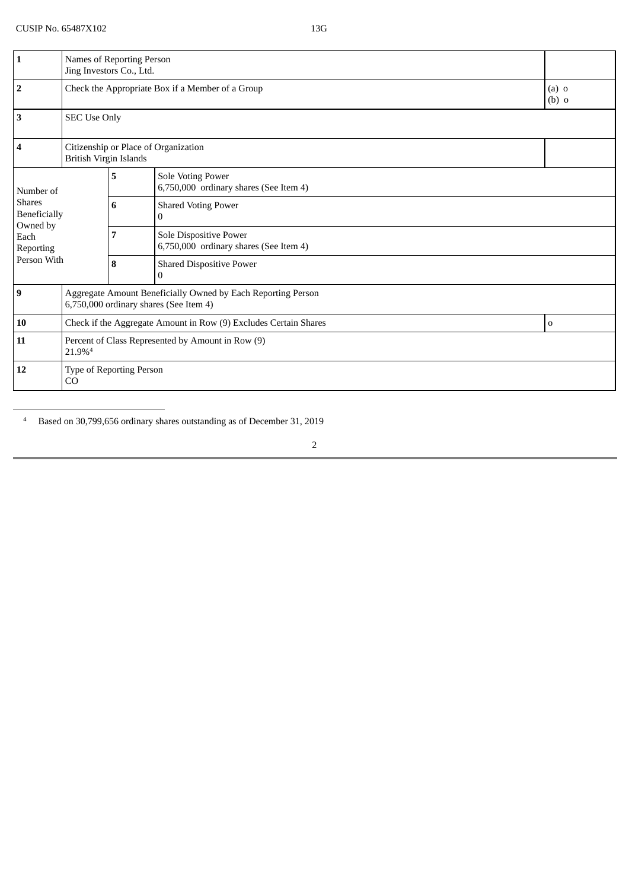CUSIP No. 65487X102 13G

| 1 | Names of Reporting Person<br>Jing Investors Co., Ltd. | | |
|---|---|---|---|
| 2 | Check the Appropriate Box if a Member of a Group | | (a) o<br>(b) o |
| 3 | SEC Use Only | | |
| 4 | Citizenship or Place of Organization<br>British Virgin Islands | | |
| Number of Shares Beneficially Owned by Each Reporting Person With | 5 | Sole Voting Power<br>6,750,000 ordinary shares (See Item 4) | |
| | 6 | Shared Voting Power<br>0 | |
| | 7 | Sole Dispositive Power<br>6,750,000 ordinary shares (See Item 4) | |
| | 8 | Shared Dispositive Power<br>0 | |
| 9 | Aggregate Amount Beneficially Owned by Each Reporting Person<br>6,750,000 ordinary shares (See Item 4) | | |
| 10 | Check if the Aggregate Amount in Row (9) Excludes Certain Shares | | o |
| 11 | Percent of Class Represented by Amount in Row (9)<br>21.9%[4] | | |
| 12 | Type of Reporting Person<br>CO | | |

[4] Based on 30,799,656 ordinary shares outstanding as of December 31, 2019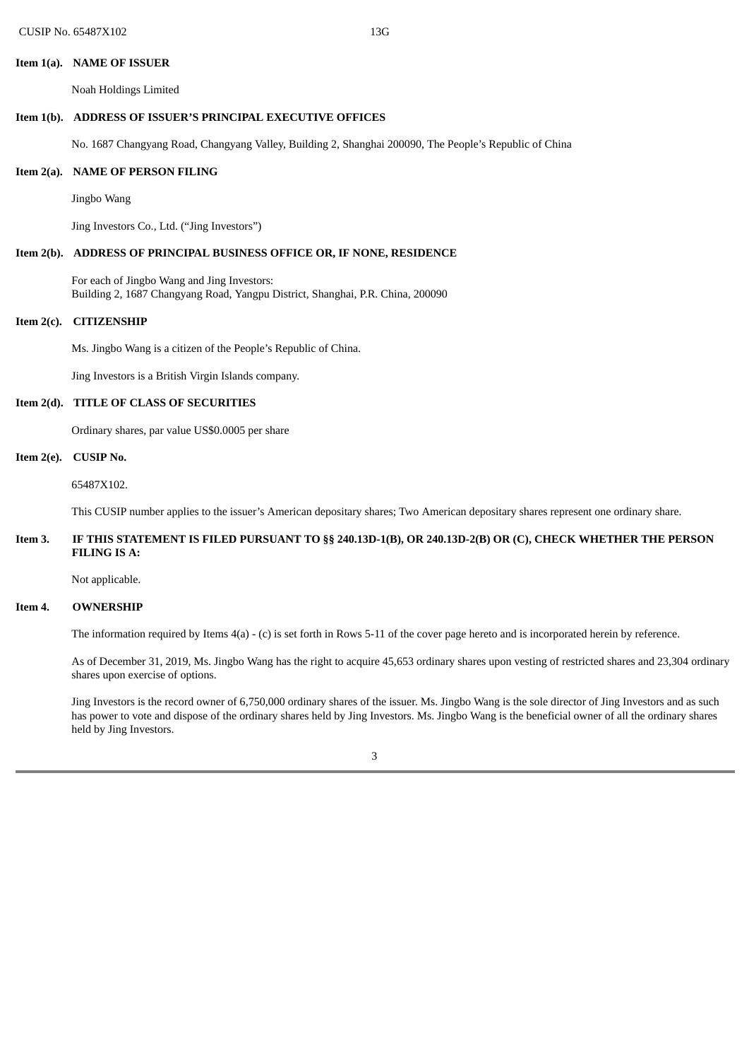**Item 1(a). NAME OF ISSUER**

Noah Holdings Limited

**Item 1(b). ADDRESS OF ISSUER'S PRINCIPAL EXECUTIVE OFFICES**

No. 1687 Changyang Road, Changyang Valley, Building 2, Shanghai 200090, The People's Republic of China

**Item 2(a). NAME OF PERSON FILING**

Jingbo Wang

Jing Investors Co., Ltd. ("Jing Investors")

**Item 2(b). ADDRESS OF PRINCIPAL BUSINESS OFFICE OR, IF NONE, RESIDENCE**

For each of Jingbo Wang and Jing Investors:
Building 2, 1687 Changyang Road, Yangpu District, Shanghai, P.R. China, 200090

**Item 2(c). CITIZENSHIP**

Ms. Jingbo Wang is a citizen of the People's Republic of China.

Jing Investors is a British Virgin Islands company.

**Item 2(d). TITLE OF CLASS OF SECURITIES**

Ordinary shares, par value US$0.0005 per share

**Item 2(e). CUSIP No.**

65487X102.

This CUSIP number applies to the issuer's American depositary shares; Two American depositary shares represent one ordinary share.

**Item 3. IF THIS STATEMENT IS FILED PURSUANT TO §§ 240.13D-1(B), OR 240.13D-2(B) OR (C), CHECK WHETHER THE PERSON FILING IS A:**

Not applicable.

**Item 4. OWNERSHIP**

The information required by Items 4(a) - (c) is set forth in Rows 5-11 of the cover page hereto and is incorporated herein by reference.

As of December 31, 2019, Ms. Jingbo Wang has the right to acquire 45,653 ordinary shares upon vesting of restricted shares and 23,304 ordinary shares upon exercise of options.

Jing Investors is the record owner of 6,750,000 ordinary shares of the issuer. Ms. Jingbo Wang is the sole director of Jing Investors and as such has power to vote and dispose of the ordinary shares held by Jing Investors. Ms. Jingbo Wang is the beneficial owner of all the ordinary shares held by Jing Investors.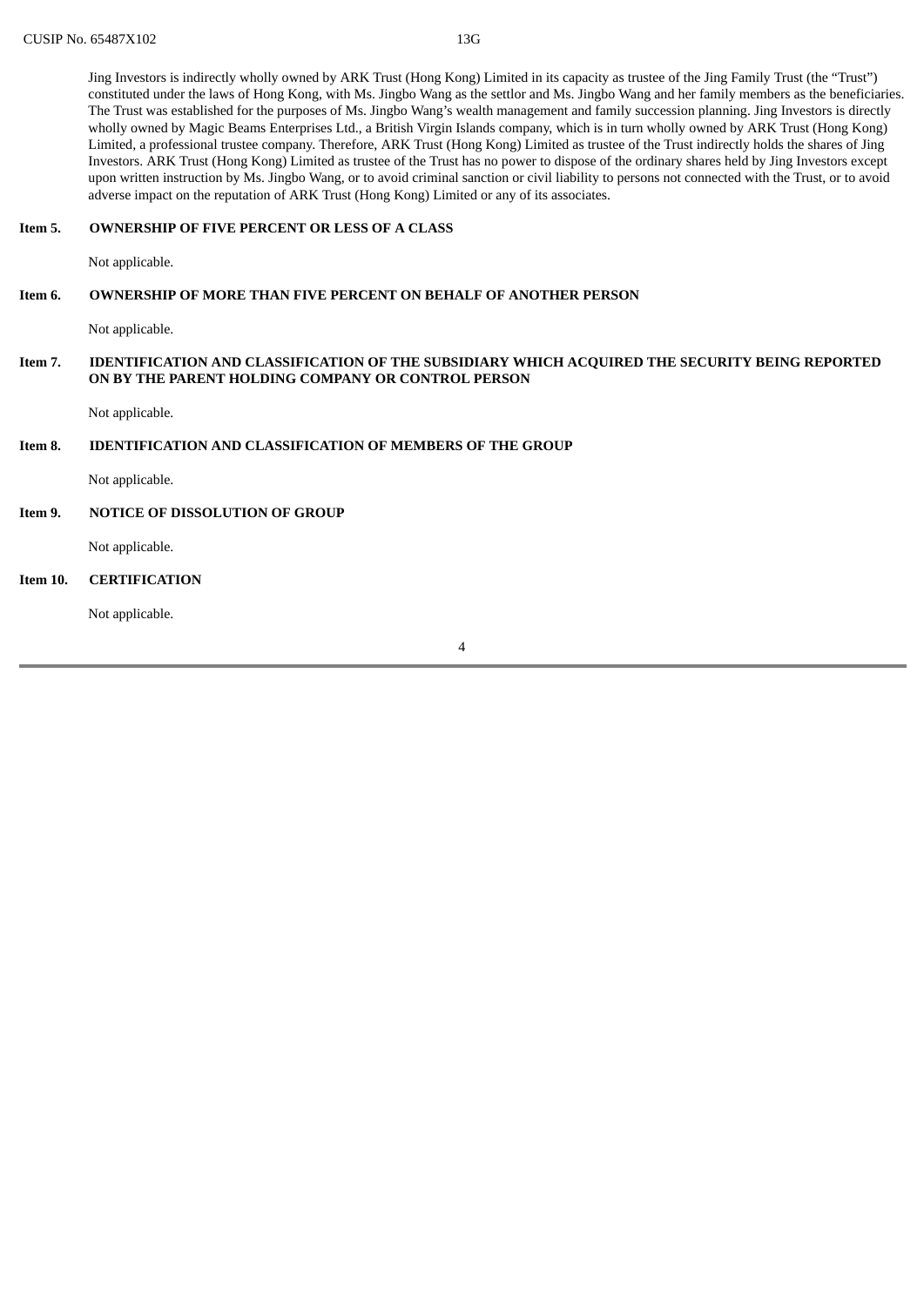Jing Investors is indirectly wholly owned by ARK Trust (Hong Kong) Limited in its capacity as trustee of the Jing Family Trust (the "Trust") constituted under the laws of Hong Kong, with Ms. Jingbo Wang as the settlor and Ms. Jingbo Wang and her family members as the beneficiaries. The Trust was established for the purposes of Ms. Jingbo Wang's wealth management and family succession planning. Jing Investors is directly wholly owned by Magic Beams Enterprises Ltd., a British Virgin Islands company, which is in turn wholly owned by ARK Trust (Hong Kong) Limited, a professional trustee company. Therefore, ARK Trust (Hong Kong) Limited as trustee of the Trust indirectly holds the shares of Jing Investors. ARK Trust (Hong Kong) Limited as trustee of the Trust has no power to dispose of the ordinary shares held by Jing Investors except upon written instruction by Ms. Jingbo Wang, or to avoid criminal sanction or civil liability to persons not connected with the Trust, or to avoid adverse impact on the reputation of ARK Trust (Hong Kong) Limited or any of its associates.

**Item 5. OWNERSHIP OF FIVE PERCENT OR LESS OF A CLASS**

Not applicable.

**Item 6. OWNERSHIP OF MORE THAN FIVE PERCENT ON BEHALF OF ANOTHER PERSON**

Not applicable.

**Item 7. IDENTIFICATION AND CLASSIFICATION OF THE SUBSIDIARY WHICH ACQUIRED THE SECURITY BEING REPORTED ON BY THE PARENT HOLDING COMPANY OR CONTROL PERSON**

Not applicable.

**Item 8. IDENTIFICATION AND CLASSIFICATION OF MEMBERS OF THE GROUP**

Not applicable.

**Item 9. NOTICE OF DISSOLUTION OF GROUP**

Not applicable.

**Item 10. CERTIFICATION**

Not applicable.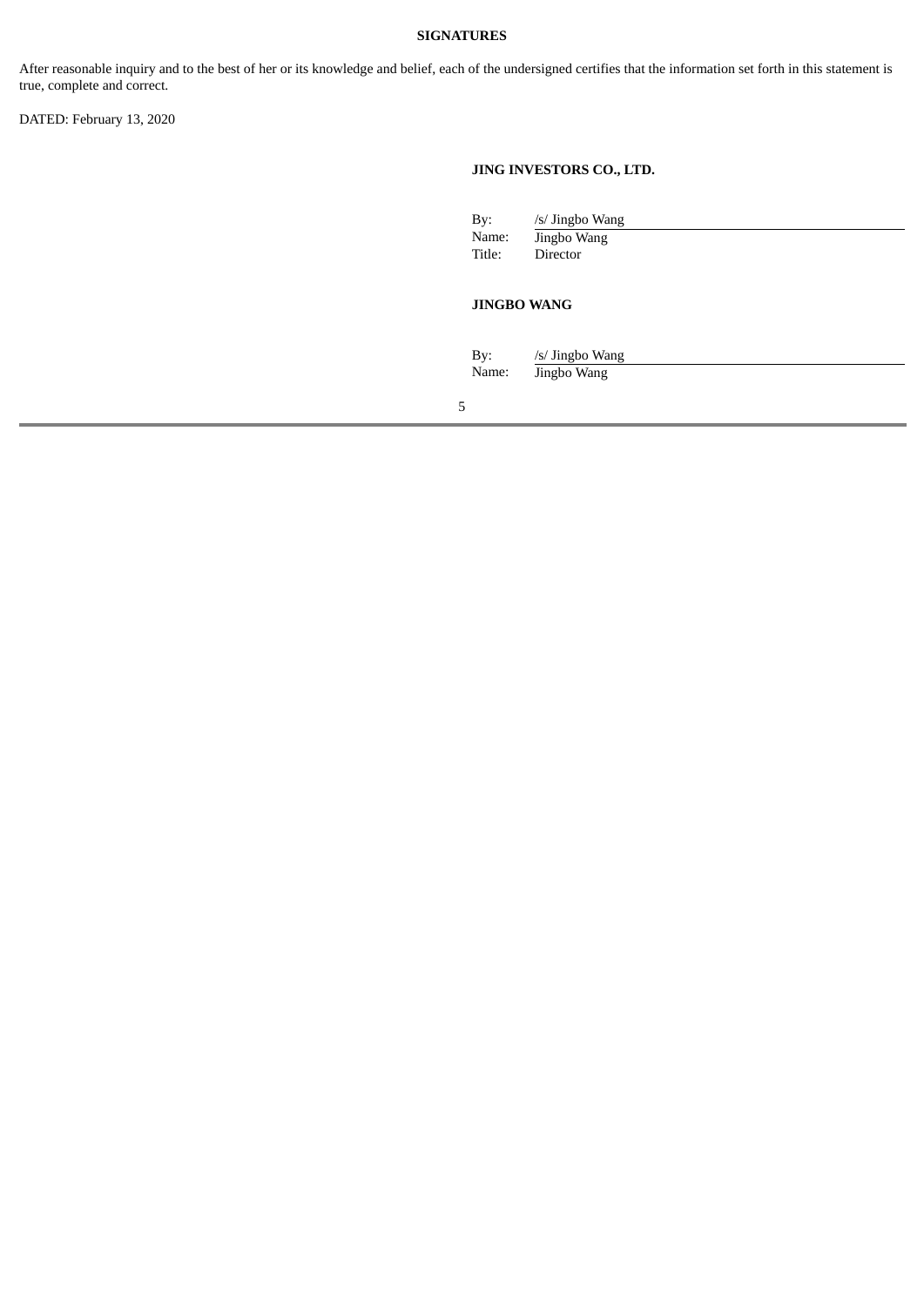**SIGNATURES**

After reasonable inquiry and to the best of her or its knowledge and belief, each of the undersigned certifies that the information set forth in this statement is true, complete and correct.

DATED: February 13, 2020

**JING INVESTORS CO., LTD.**

| | |
|---|---|
| By: | /s/ Jingbo Wang |
| Name: | Jingbo Wang |
| Title: | Director |

**JINGBO WANG**

| | |
|---|---|
| By: | /s/ Jingbo Wang |
| Name: | Jingbo Wang |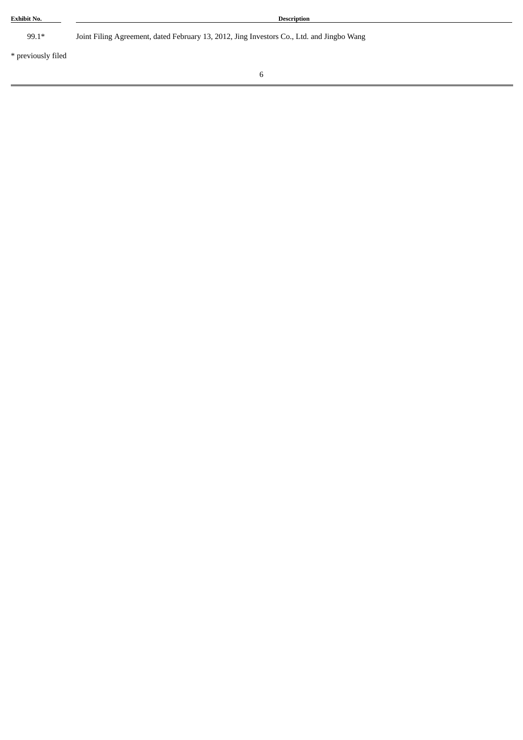| Exhibit No. | Description |
| --- | --- |
| 99.1* | Joint Filing Agreement, dated February 13, 2012, Jing Investors Co., Ltd. and Jingbo Wang |

* previously filed